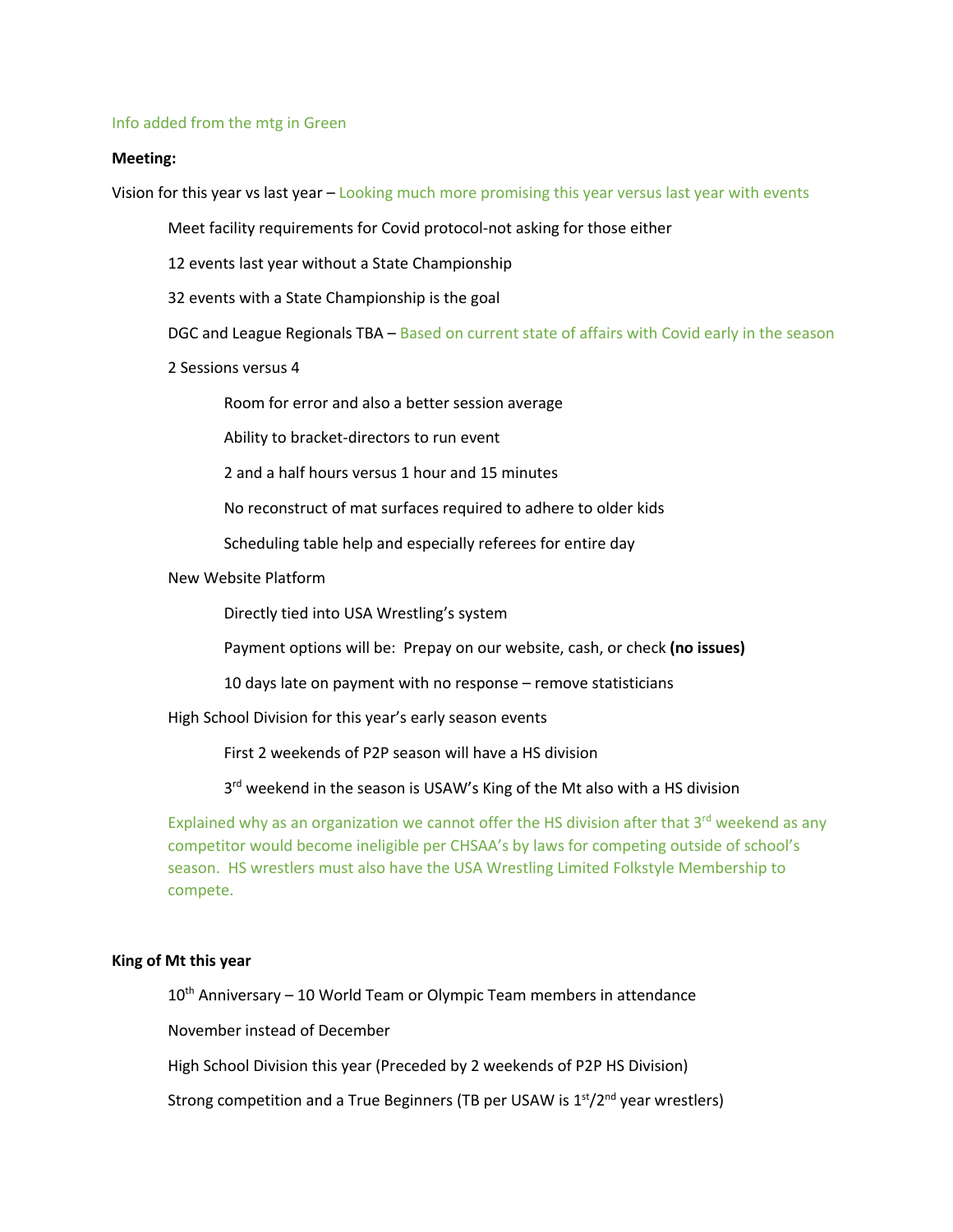Info added from the mtg in Green

**Meeting:**

Vision for this year vs last year – Looking much more promising this year versus last year with events

- Meet facility requirements for Covid protocol-not asking for those either
- 12 events last year without a State Championship
- 32 events with a State Championship is the goal
- DGC and League Regionals TBA – Based on current state of affairs with Covid early in the season
- 2 Sessions versus 4
  - Room for error and also a better session average
  - Ability to bracket-directors to run event
  - 2 and a half hours versus 1 hour and 15 minutes
  - No reconstruct of mat surfaces required to adhere to older kids
  - Scheduling table help and especially referees for entire day
- New Website Platform
  - Directly tied into USA Wrestling's system
  - Payment options will be: Prepay on our website, cash, or check **(no issues)**
  - 10 days late on payment with no response – remove statisticians
- High School Division for this year's early season events
  - First 2 weekends of P2P season will have a HS division
  - 3rd weekend in the season is USAW's King of the Mt also with a HS division

  Explained why as an organization we cannot offer the HS division after that 3rd weekend as any competitor would become ineligible per CHSAA's by laws for competing outside of school's season. HS wrestlers must also have the USA Wrestling Limited Folkstyle Membership to compete.

**King of Mt this year**

- 10th Anniversary – 10 World Team or Olympic Team members in attendance
- November instead of December
- High School Division this year (Preceded by 2 weekends of P2P HS Division)
- Strong competition and a True Beginners (TB per USAW is 1st/2nd year wrestlers)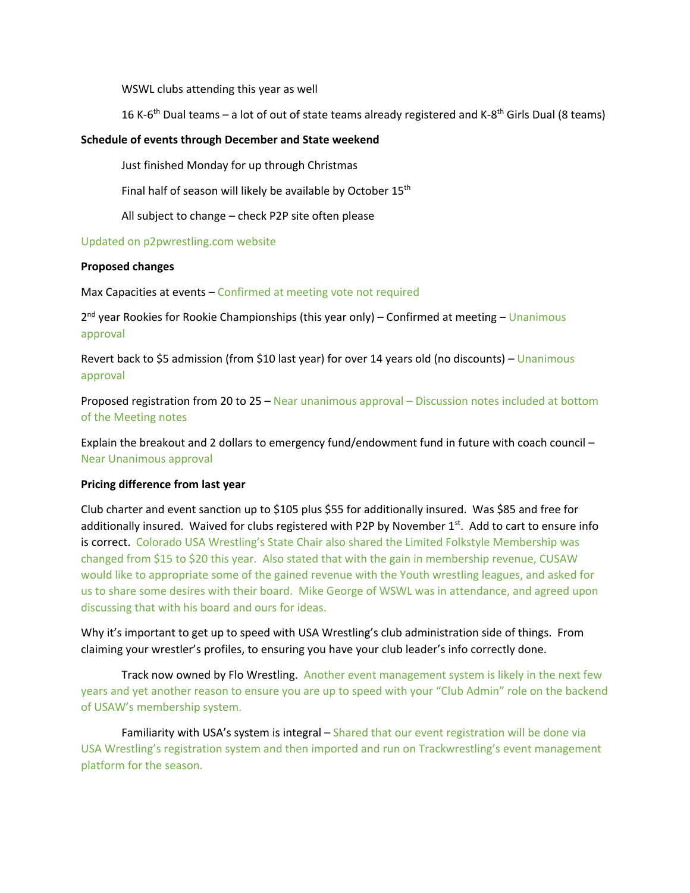WSWL clubs attending this year as well

16 K-6th Dual teams – a lot of out of state teams already registered and K-8th Girls Dual (8 teams)

**Schedule of events through December and State weekend**

Just finished Monday for up through Christmas

Final half of season will likely be available by October 15th

All subject to change – check P2P site often please

Updated on p2pwrestling.com website

**Proposed changes**

Max Capacities at events – Confirmed at meeting vote not required

2nd year Rookies for Rookie Championships (this year only) – Confirmed at meeting – Unanimous approval

Revert back to $5 admission (from $10 last year) for over 14 years old (no discounts) – Unanimous approval

Proposed registration from 20 to 25 – Near unanimous approval – Discussion notes included at bottom of the Meeting notes

Explain the breakout and 2 dollars to emergency fund/endowment fund in future with coach council – Near Unanimous approval

**Pricing difference from last year**

Club charter and event sanction up to $105 plus $55 for additionally insured. Was $85 and free for additionally insured. Waived for clubs registered with P2P by November 1st. Add to cart to ensure info is correct. Colorado USA Wrestling's State Chair also shared the Limited Folkstyle Membership was changed from $15 to $20 this year. Also stated that with the gain in membership revenue, CUSAW would like to appropriate some of the gained revenue with the Youth wrestling leagues, and asked for us to share some desires with their board. Mike George of WSWL was in attendance, and agreed upon discussing that with his board and ours for ideas.

Why it's important to get up to speed with USA Wrestling's club administration side of things. From claiming your wrestler's profiles, to ensuring you have your club leader's info correctly done.

Track now owned by Flo Wrestling. Another event management system is likely in the next few years and yet another reason to ensure you are up to speed with your "Club Admin" role on the backend of USAW's membership system.

Familiarity with USA's system is integral – Shared that our event registration will be done via USA Wrestling's registration system and then imported and run on Trackwrestling's event management platform for the season.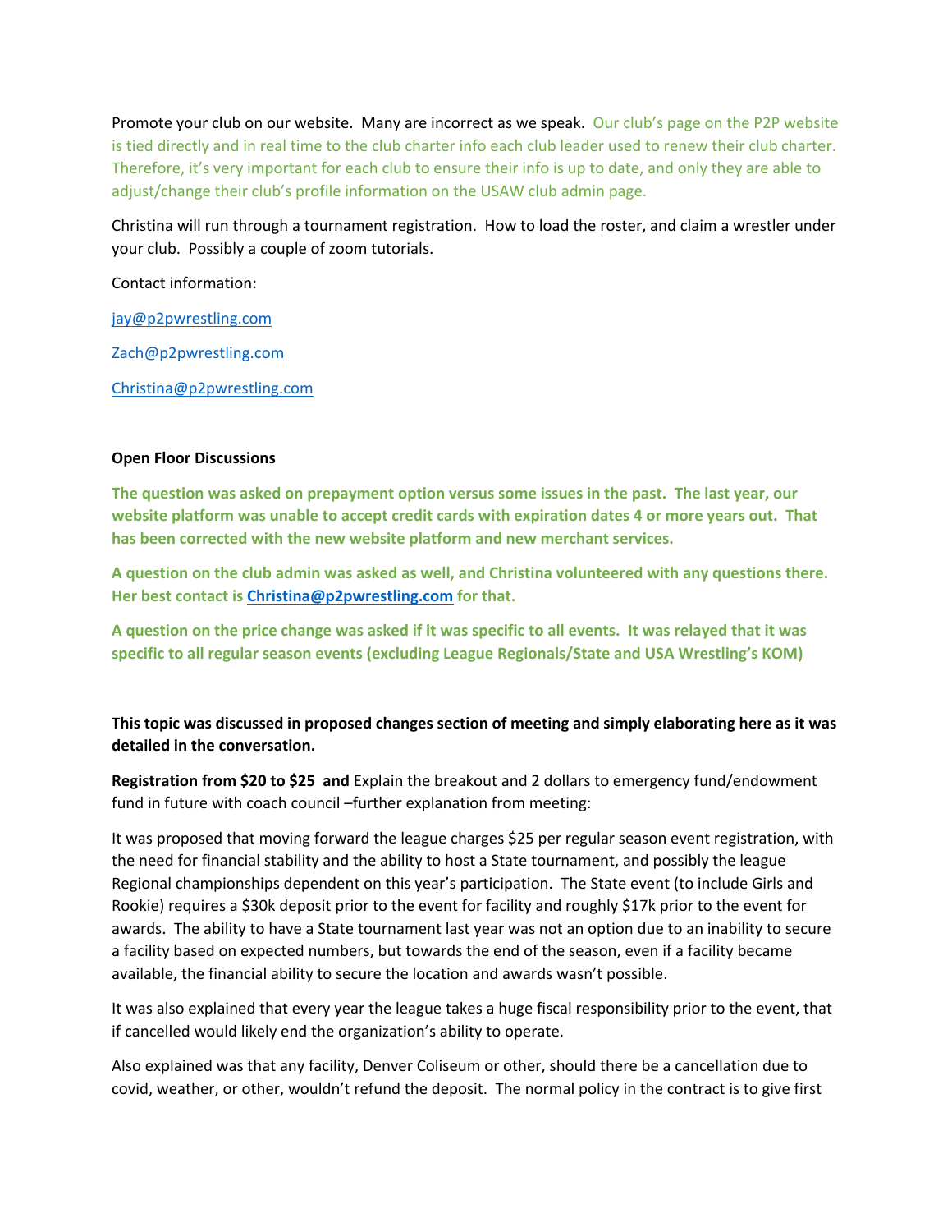Promote your club on our website. Many are incorrect as we speak. Our club's page on the P2P website is tied directly and in real time to the club charter info each club leader used to renew their club charter. Therefore, it's very important for each club to ensure their info is up to date, and only they are able to adjust/change their club's profile information on the USAW club admin page.

Christina will run through a tournament registration. How to load the roster, and claim a wrestler under your club. Possibly a couple of zoom tutorials.

Contact information:

jay@p2pwrestling.com

Zach@p2pwrestling.com

Christina@p2pwrestling.com

**Open Floor Discussions**

**The question was asked on prepayment option versus some issues in the past. The last year, our website platform was unable to accept credit cards with expiration dates 4 or more years out. That has been corrected with the new website platform and new merchant services.**

**A question on the club admin was asked as well, and Christina volunteered with any questions there. Her best contact is Christina@p2pwrestling.com for that.**

**A question on the price change was asked if it was specific to all events. It was relayed that it was specific to all regular season events (excluding League Regionals/State and USA Wrestling's KOM)**

**This topic was discussed in proposed changes section of meeting and simply elaborating here as it was detailed in the conversation.**

**Registration from $20 to $25 and** Explain the breakout and 2 dollars to emergency fund/endowment fund in future with coach council –further explanation from meeting:

It was proposed that moving forward the league charges $25 per regular season event registration, with the need for financial stability and the ability to host a State tournament, and possibly the league Regional championships dependent on this year's participation. The State event (to include Girls and Rookie) requires a $30k deposit prior to the event for facility and roughly $17k prior to the event for awards. The ability to have a State tournament last year was not an option due to an inability to secure a facility based on expected numbers, but towards the end of the season, even if a facility became available, the financial ability to secure the location and awards wasn't possible.

It was also explained that every year the league takes a huge fiscal responsibility prior to the event, that if cancelled would likely end the organization's ability to operate.

Also explained was that any facility, Denver Coliseum or other, should there be a cancellation due to covid, weather, or other, wouldn't refund the deposit. The normal policy in the contract is to give first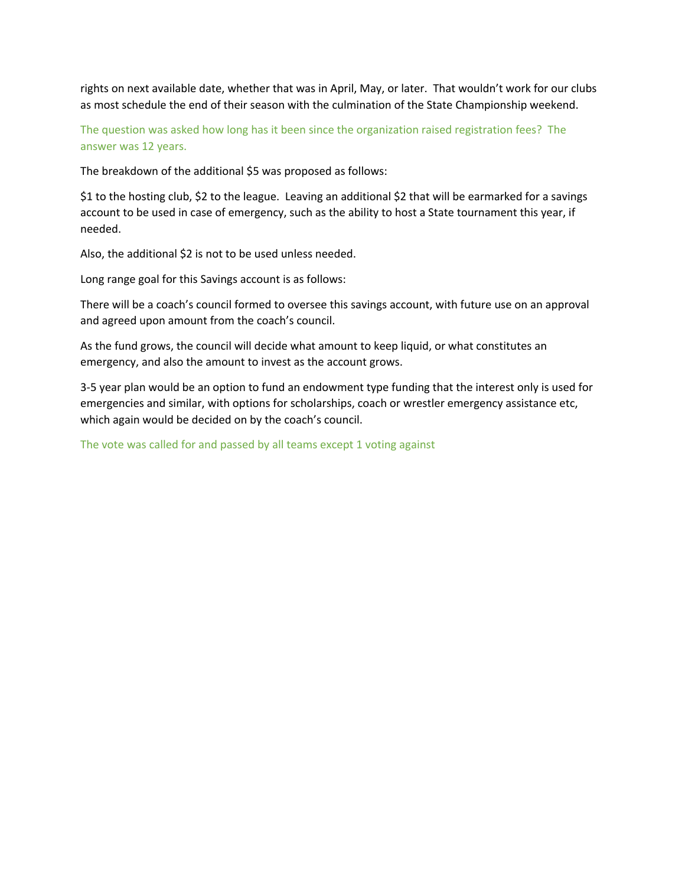rights on next available date, whether that was in April, May, or later. That wouldn't work for our clubs as most schedule the end of their season with the culmination of the State Championship weekend.

The question was asked how long has it been since the organization raised registration fees? The answer was 12 years.

The breakdown of the additional $5 was proposed as follows:

$1 to the hosting club, $2 to the league. Leaving an additional $2 that will be earmarked for a savings account to be used in case of emergency, such as the ability to host a State tournament this year, if needed.

Also, the additional $2 is not to be used unless needed.

Long range goal for this Savings account is as follows:

There will be a coach's council formed to oversee this savings account, with future use on an approval and agreed upon amount from the coach's council.

As the fund grows, the council will decide what amount to keep liquid, or what constitutes an emergency, and also the amount to invest as the account grows.

3-5 year plan would be an option to fund an endowment type funding that the interest only is used for emergencies and similar, with options for scholarships, coach or wrestler emergency assistance etc, which again would be decided on by the coach's council.

The vote was called for and passed by all teams except 1 voting against